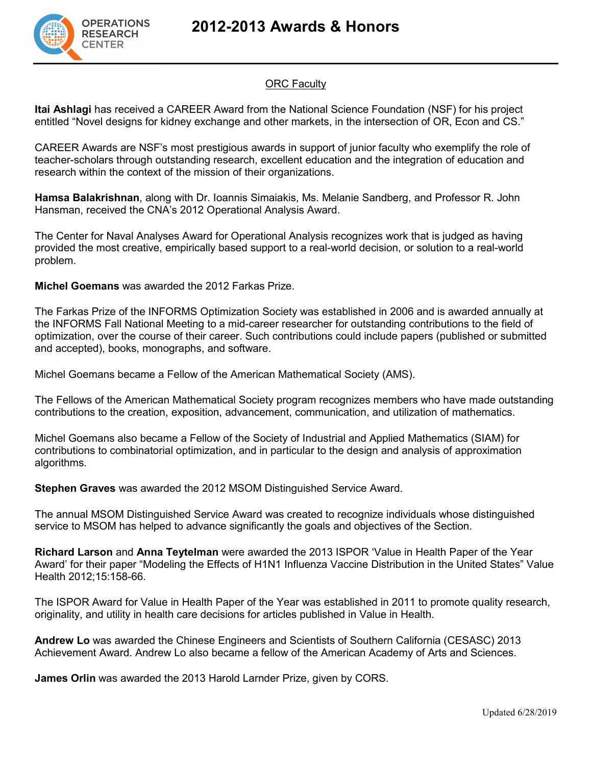# 2012-2013 Awards & Honors

## ORC Faculty

**Itai Ashlagi** has received a CAREER Award from the National Science Foundation (NSF) for his project entitled “Novel designs for kidney exchange and other markets, in the intersection of OR, Econ and CS.”

CAREER Awards are NSF’s most prestigious awards in support of junior faculty who exemplify the role of teacher-scholars through outstanding research, excellent education and the integration of education and research within the context of the mission of their organizations.

**Hamsa Balakrishnan**, along with Dr. Ioannis Simaiakis, Ms. Melanie Sandberg, and Professor R. John Hansman, received the CNA’s 2012 Operational Analysis Award.

The Center for Naval Analyses Award for Operational Analysis recognizes work that is judged as having provided the most creative, empirically based support to a real-world decision, or solution to a real-world problem.

**Michel Goemans** was awarded the 2012 Farkas Prize.

The Farkas Prize of the INFORMS Optimization Society was established in 2006 and is awarded annually at the INFORMS Fall National Meeting to a mid-career researcher for outstanding contributions to the field of optimization, over the course of their career. Such contributions could include papers (published or submitted and accepted), books, monographs, and software.

Michel Goemans became a Fellow of the American Mathematical Society (AMS).

The Fellows of the American Mathematical Society program recognizes members who have made outstanding contributions to the creation, exposition, advancement, communication, and utilization of mathematics.

Michel Goemans also became a Fellow of the Society of Industrial and Applied Mathematics (SIAM) for contributions to combinatorial optimization, and in particular to the design and analysis of approximation algorithms.

**Stephen Graves** was awarded the 2012 MSOM Distinguished Service Award.

The annual MSOM Distinguished Service Award was created to recognize individuals whose distinguished service to MSOM has helped to advance significantly the goals and objectives of the Section.

**Richard Larson** and **Anna Teytelman** were awarded the 2013 ISPOR ‘Value in Health Paper of the Year Award’ for their paper “Modeling the Effects of H1N1 Influenza Vaccine Distribution in the United States” Value Health 2012;15:158-66.

The ISPOR Award for Value in Health Paper of the Year was established in 2011 to promote quality research, originality, and utility in health care decisions for articles published in Value in Health.

**Andrew Lo** was awarded the Chinese Engineers and Scientists of Southern California (CESASC) 2013 Achievement Award. Andrew Lo also became a fellow of the American Academy of Arts and Sciences.

**James Orlin** was awarded the 2013 Harold Larnder Prize, given by CORS.

Updated 6/28/2019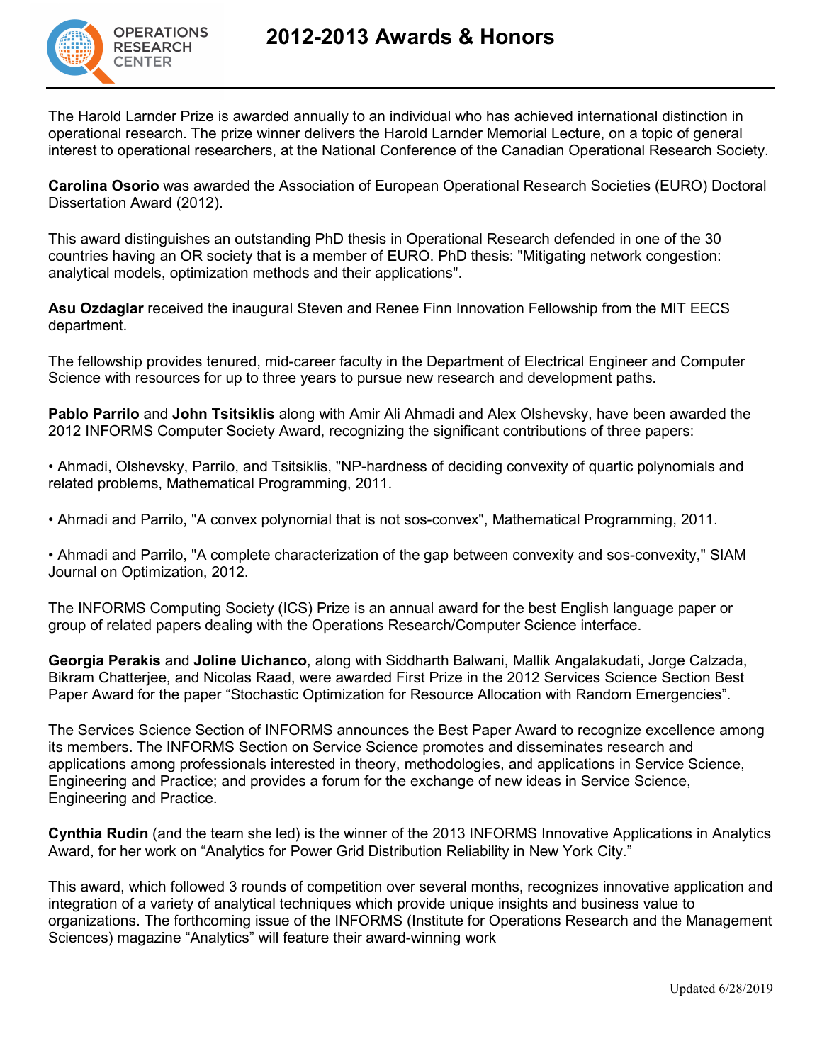The Harold Larnder Prize is awarded annually to an individual who has achieved international distinction in operational research. The prize winner delivers the Harold Larnder Memorial Lecture, on a topic of general interest to operational researchers, at the National Conference of the Canadian Operational Research Society.

**Carolina Osorio** was awarded the Association of European Operational Research Societies (EURO) Doctoral Dissertation Award (2012).

This award distinguishes an outstanding PhD thesis in Operational Research defended in one of the 30 countries having an OR society that is a member of EURO. PhD thesis: "Mitigating network congestion: analytical models, optimization methods and their applications".

**Asu Ozdaglar** received the inaugural Steven and Renee Finn Innovation Fellowship from the MIT EECS department.

The fellowship provides tenured, mid-career faculty in the Department of Electrical Engineer and Computer Science with resources for up to three years to pursue new research and development paths.

**Pablo Parrilo** and **John Tsitsiklis** along with Amir Ali Ahmadi and Alex Olshevsky, have been awarded the 2012 INFORMS Computer Society Award, recognizing the significant contributions of three papers:

• Ahmadi, Olshevsky, Parrilo, and Tsitsiklis, "NP-hardness of deciding convexity of quartic polynomials and related problems, Mathematical Programming, 2011.

• Ahmadi and Parrilo, "A convex polynomial that is not sos-convex", Mathematical Programming, 2011.

• Ahmadi and Parrilo, "A complete characterization of the gap between convexity and sos-convexity," SIAM Journal on Optimization, 2012.

The INFORMS Computing Society (ICS) Prize is an annual award for the best English language paper or group of related papers dealing with the Operations Research/Computer Science interface.

**Georgia Perakis** and **Joline Uichanco**, along with Siddharth Balwani, Mallik Angalakudati, Jorge Calzada, Bikram Chatterjee, and Nicolas Raad, were awarded First Prize in the 2012 Services Science Section Best Paper Award for the paper “Stochastic Optimization for Resource Allocation with Random Emergencies”.

The Services Science Section of INFORMS announces the Best Paper Award to recognize excellence among its members. The INFORMS Section on Service Science promotes and disseminates research and applications among professionals interested in theory, methodologies, and applications in Service Science, Engineering and Practice; and provides a forum for the exchange of new ideas in Service Science, Engineering and Practice.

**Cynthia Rudin** (and the team she led) is the winner of the 2013 INFORMS Innovative Applications in Analytics Award, for her work on “Analytics for Power Grid Distribution Reliability in New York City.”

This award, which followed 3 rounds of competition over several months, recognizes innovative application and integration of a variety of analytical techniques which provide unique insights and business value to organizations. The forthcoming issue of the INFORMS (Institute for Operations Research and the Management Sciences) magazine “Analytics” will feature their award-winning work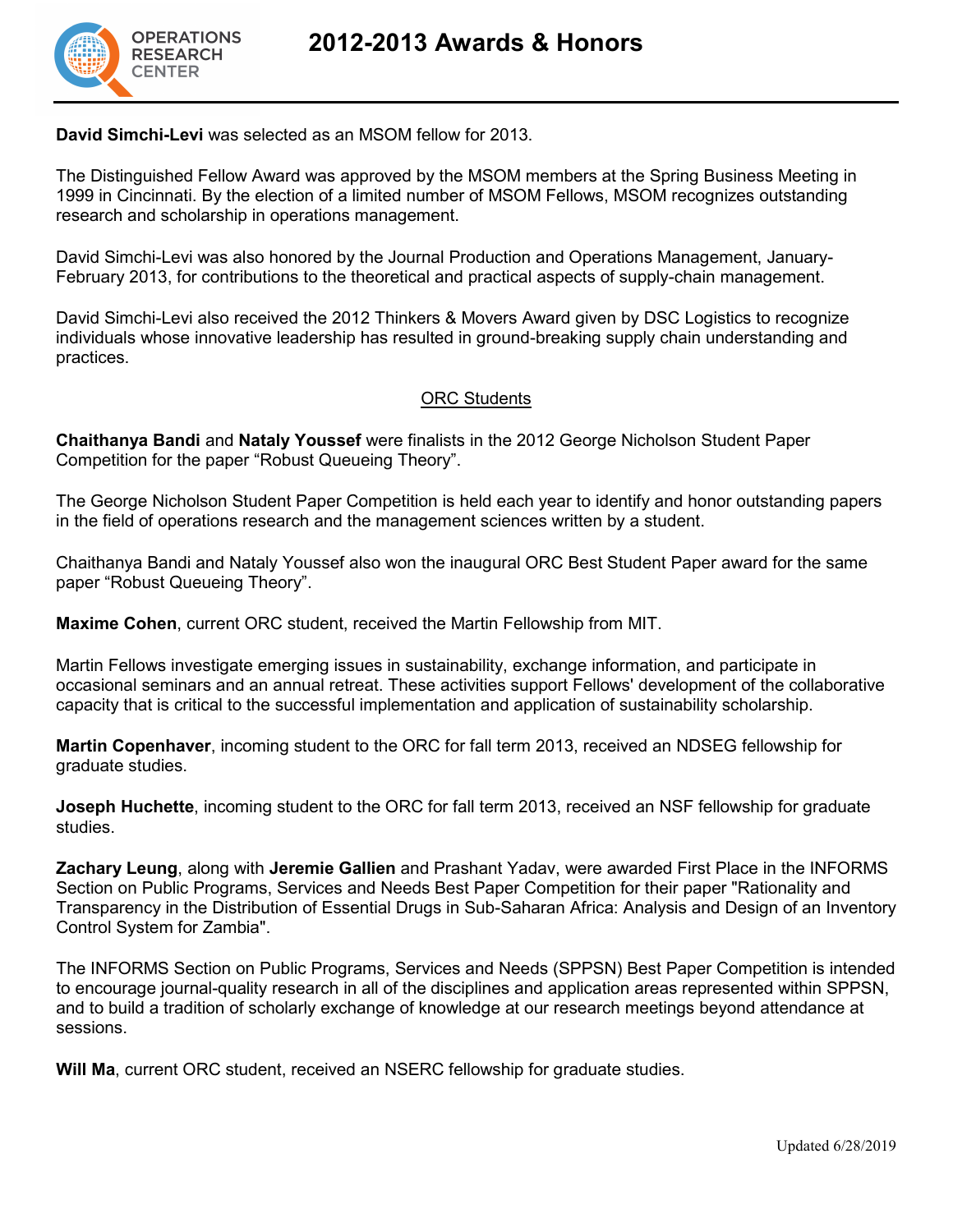# 2012-2013 Awards & Honors

**David Simchi-Levi** was selected as an MSOM fellow for 2013.

The Distinguished Fellow Award was approved by the MSOM members at the Spring Business Meeting in 1999 in Cincinnati. By the election of a limited number of MSOM Fellows, MSOM recognizes outstanding research and scholarship in operations management.

David Simchi-Levi was also honored by the Journal Production and Operations Management, January-February 2013, for contributions to the theoretical and practical aspects of supply-chain management.

David Simchi-Levi also received the 2012 Thinkers & Movers Award given by DSC Logistics to recognize individuals whose innovative leadership has resulted in ground-breaking supply chain understanding and practices.

## ORC Students

**Chaithanya Bandi** and **Nataly Youssef** were finalists in the 2012 George Nicholson Student Paper Competition for the paper "Robust Queueing Theory".

The George Nicholson Student Paper Competition is held each year to identify and honor outstanding papers in the field of operations research and the management sciences written by a student.

Chaithanya Bandi and Nataly Youssef also won the inaugural ORC Best Student Paper award for the same paper "Robust Queueing Theory".

**Maxime Cohen**, current ORC student, received the Martin Fellowship from MIT.

Martin Fellows investigate emerging issues in sustainability, exchange information, and participate in occasional seminars and an annual retreat. These activities support Fellows' development of the collaborative capacity that is critical to the successful implementation and application of sustainability scholarship.

**Martin Copenhaver**, incoming student to the ORC for fall term 2013, received an NDSEG fellowship for graduate studies.

**Joseph Huchette**, incoming student to the ORC for fall term 2013, received an NSF fellowship for graduate studies.

**Zachary Leung**, along with **Jeremie Gallien** and Prashant Yadav, were awarded First Place in the INFORMS Section on Public Programs, Services and Needs Best Paper Competition for their paper "Rationality and Transparency in the Distribution of Essential Drugs in Sub-Saharan Africa: Analysis and Design of an Inventory Control System for Zambia".

The INFORMS Section on Public Programs, Services and Needs (SPPSN) Best Paper Competition is intended to encourage journal-quality research in all of the disciplines and application areas represented within SPPSN, and to build a tradition of scholarly exchange of knowledge at our research meetings beyond attendance at sessions.

**Will Ma**, current ORC student, received an NSERC fellowship for graduate studies.

Updated 6/28/2019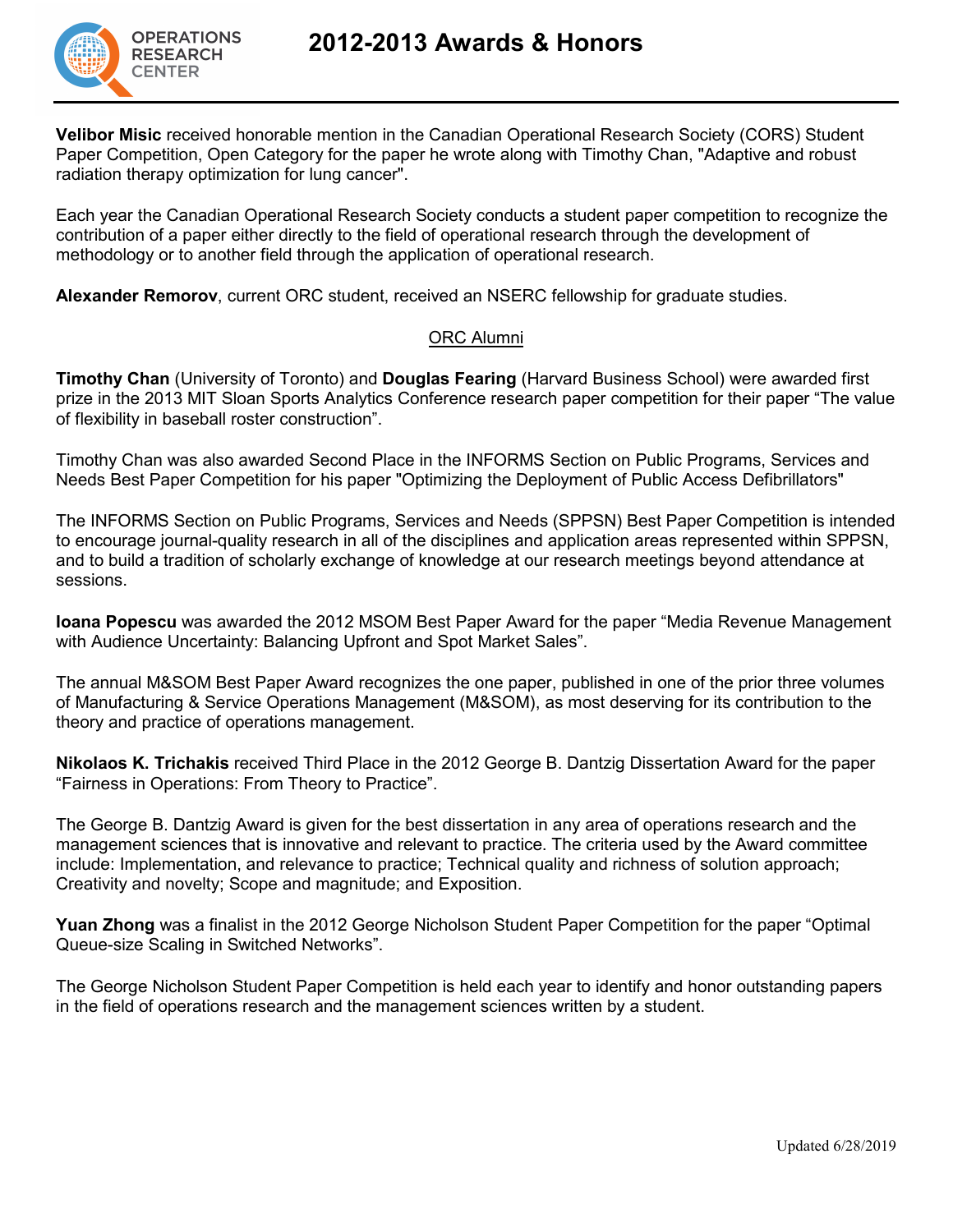# 2012-2013 Awards & Honors

**Velibor Misic** received honorable mention in the Canadian Operational Research Society (CORS) Student Paper Competition, Open Category for the paper he wrote along with Timothy Chan, "Adaptive and robust radiation therapy optimization for lung cancer".

Each year the Canadian Operational Research Society conducts a student paper competition to recognize the contribution of a paper either directly to the field of operational research through the development of methodology or to another field through the application of operational research.

**Alexander Remorov**, current ORC student, received an NSERC fellowship for graduate studies.

ORC Alumni

**Timothy Chan** (University of Toronto) and **Douglas Fearing** (Harvard Business School) were awarded first prize in the 2013 MIT Sloan Sports Analytics Conference research paper competition for their paper "The value of flexibility in baseball roster construction".

Timothy Chan was also awarded Second Place in the INFORMS Section on Public Programs, Services and Needs Best Paper Competition for his paper "Optimizing the Deployment of Public Access Defibrillators"

The INFORMS Section on Public Programs, Services and Needs (SPPSN) Best Paper Competition is intended to encourage journal-quality research in all of the disciplines and application areas represented within SPPSN, and to build a tradition of scholarly exchange of knowledge at our research meetings beyond attendance at sessions.

**Ioana Popescu** was awarded the 2012 MSOM Best Paper Award for the paper "Media Revenue Management with Audience Uncertainty: Balancing Upfront and Spot Market Sales".

The annual M&SOM Best Paper Award recognizes the one paper, published in one of the prior three volumes of Manufacturing & Service Operations Management (M&SOM), as most deserving for its contribution to the theory and practice of operations management.

**Nikolaos K. Trichakis** received Third Place in the 2012 George B. Dantzig Dissertation Award for the paper "Fairness in Operations: From Theory to Practice".

The George B. Dantzig Award is given for the best dissertation in any area of operations research and the management sciences that is innovative and relevant to practice. The criteria used by the Award committee include: Implementation, and relevance to practice; Technical quality and richness of solution approach; Creativity and novelty; Scope and magnitude; and Exposition.

**Yuan Zhong** was a finalist in the 2012 George Nicholson Student Paper Competition for the paper "Optimal Queue-size Scaling in Switched Networks".

The George Nicholson Student Paper Competition is held each year to identify and honor outstanding papers in the field of operations research and the management sciences written by a student.

Updated 6/28/2019